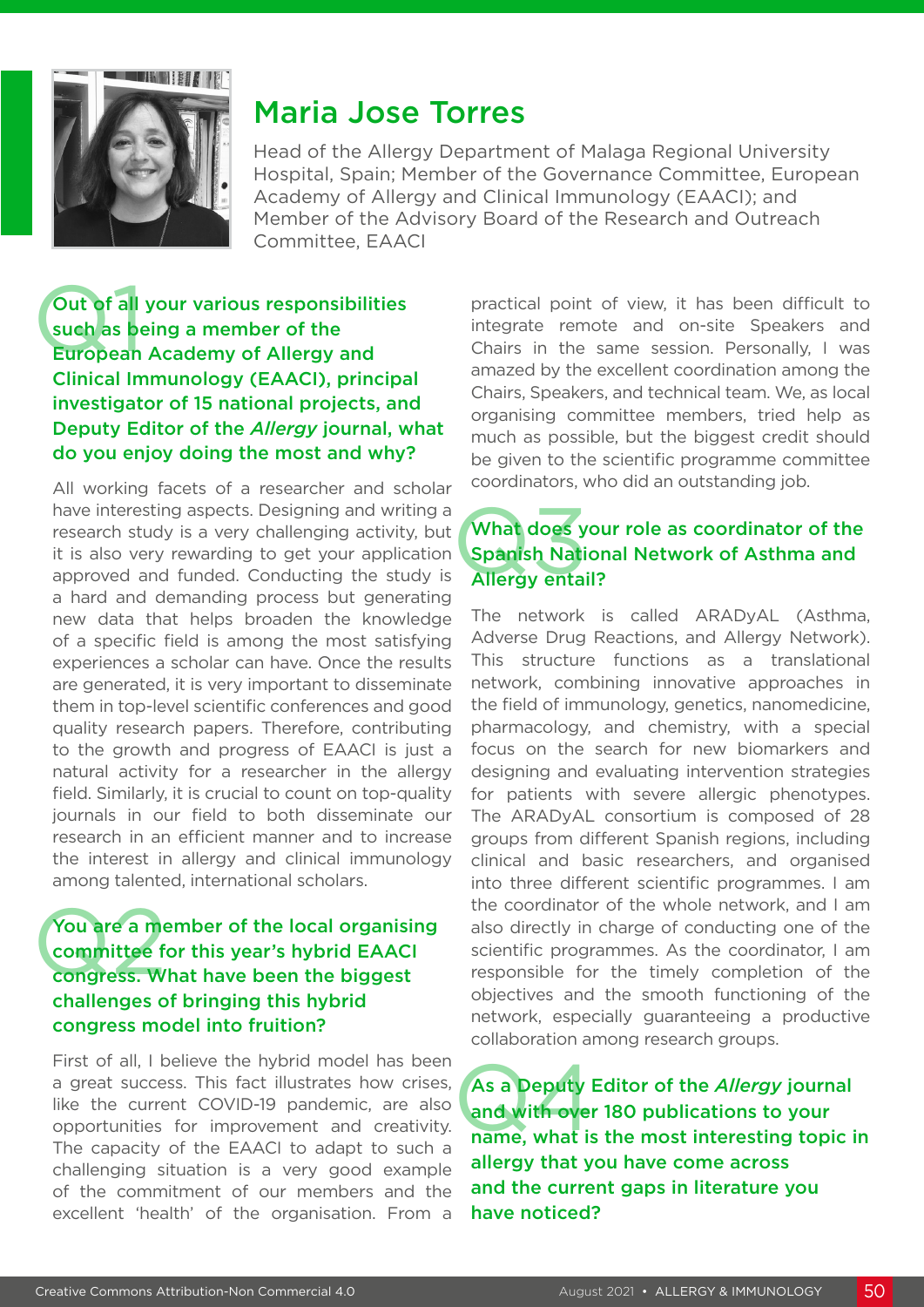## Maria Jose Torres

Head of the Allergy Department of Malaga Regional University Hospital, Spain; Member of the Governance Committee, European Academy of Allergy and Clinical Immunology (EAACI); and Member of the Advisory Board of the Research and Outreach Committee, EAACI

### Q1 Out of all your various responsibilities such as being a member of the European Academy of Allergy and Clinical Immunology (EAACI), principal investigator of 15 national projects, and Deputy Editor of the *Allergy* journal, what do you enjoy doing the most and why?

All working facets of a researcher and scholar have interesting aspects. Designing and writing a research study is a very challenging activity, but it is also very rewarding to get your application approved and funded. Conducting the study is a hard and demanding process but generating new data that helps broaden the knowledge of a specific field is among the most satisfying experiences a scholar can have. Once the results are generated, it is very important to disseminate them in top-level scientific conferences and good quality research papers. Therefore, contributing to the growth and progress of EAACI is just a natural activity for a researcher in the allergy field. Similarly, it is crucial to count on top-quality journals in our field to both disseminate our research in an efficient manner and to increase the interest in allergy and clinical immunology among talented, international scholars.

### Q2 You are a member of the local organising committee for this year's hybrid EAACI congress. What have been the biggest challenges of bringing this hybrid congress model into fruition?

First of all, I believe the hybrid model has been a great success. This fact illustrates how crises, like the current COVID-19 pandemic, are also opportunities for improvement and creativity. The capacity of the EAACI to adapt to such a challenging situation is a very good example of the commitment of our members and the excellent 'health' of the organisation. From a practical point of view, it has been difficult to integrate remote and on-site Speakers and Chairs in the same session. Personally, I was amazed by the excellent coordination among the Chairs, Speakers, and technical team. We, as local organising committee members, tried help as much as possible, but the biggest credit should be given to the scientific programme committee coordinators, who did an outstanding job.

### Q3 What does your role as coordinator of the Spanish National Network of Asthma and Allergy entail?

The network is called ARADyAL (Asthma, Adverse Drug Reactions, and Allergy Network). This structure functions as a translational network, combining innovative approaches in the field of immunology, genetics, nanomedicine, pharmacology, and chemistry, with a special focus on the search for new biomarkers and designing and evaluating intervention strategies for patients with severe allergic phenotypes. The ARADyAL consortium is composed of 28 groups from different Spanish regions, including clinical and basic researchers, and organised into three different scientific programmes. I am the coordinator of the whole network, and I am also directly in charge of conducting one of the scientific programmes. As the coordinator, I am responsible for the timely completion of the objectives and the smooth functioning of the network, especially guaranteeing a productive collaboration among research groups.

### Q4 As a Deputy Editor of the *Allergy* journal and with over 180 publications to your name, what is the most interesting topic in allergy that you have come across and the current gaps in literature you have noticed?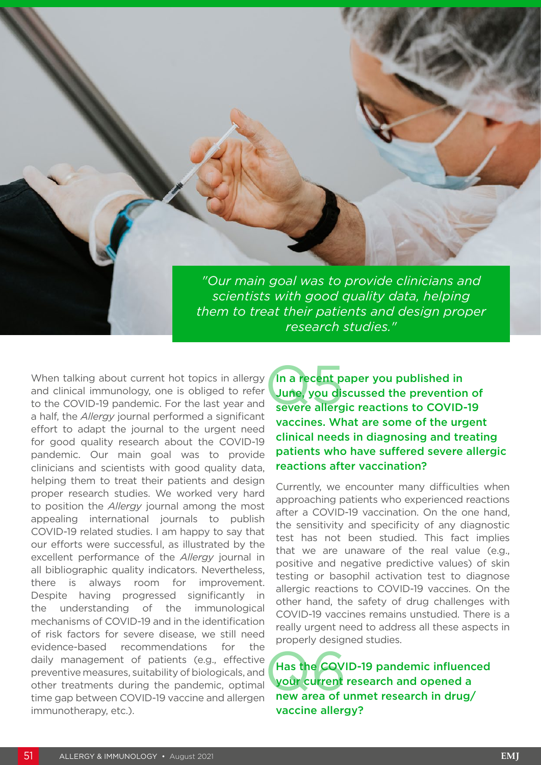"Our main goal was to provide clinicians and scientists with good quality data, helping them to treat their patients and design proper research studies."

When talking about current hot topics in allergy and clinical immunology, one is obliged to refer to the COVID-19 pandemic. For the last year and a half, the *Allergy* journal performed a significant effort to adapt the journal to the urgent need for good quality research about the COVID-19 pandemic. Our main goal was to provide clinicians and scientists with good quality data, helping them to treat their patients and design proper research studies. We worked very hard to position the *Allergy* journal among the most appealing international journals to publish COVID-19 related studies. I am happy to say that our efforts were successful, as illustrated by the excellent performance of the *Allergy* journal in all bibliographic quality indicators. Nevertheless, there is always room for improvement. Despite having progressed significantly in the understanding of the immunological mechanisms of COVID-19 and in the identification of risk factors for severe disease, we still need evidence-based recommendations for the daily management of patients (e.g., effective preventive measures, suitability of biologicals, and other treatments during the pandemic, optimal time gap between COVID-19 vaccine and allergen immunotherapy, etc.).

## Q5 In a recent paper you published in June, you discussed the prevention of severe allergic reactions to COVID-19 vaccines. What are some of the urgent clinical needs in diagnosing and treating patients who have suffered severe allergic reactions after vaccination?

Currently, we encounter many difficulties when approaching patients who experienced reactions after a COVID-19 vaccination. On the one hand, the sensitivity and specificity of any diagnostic test has not been studied. This fact implies that we are unaware of the real value (e.g., positive and negative predictive values) of skin testing or basophil activation test to diagnose allergic reactions to COVID-19 vaccines. On the other hand, the safety of drug challenges with COVID-19 vaccines remains unstudied. There is a really urgent need to address all these aspects in properly designed studies.

## Q6 Has the COVID-19 pandemic influenced your current research and opened a new area of unmet research in drug/vaccine allergy?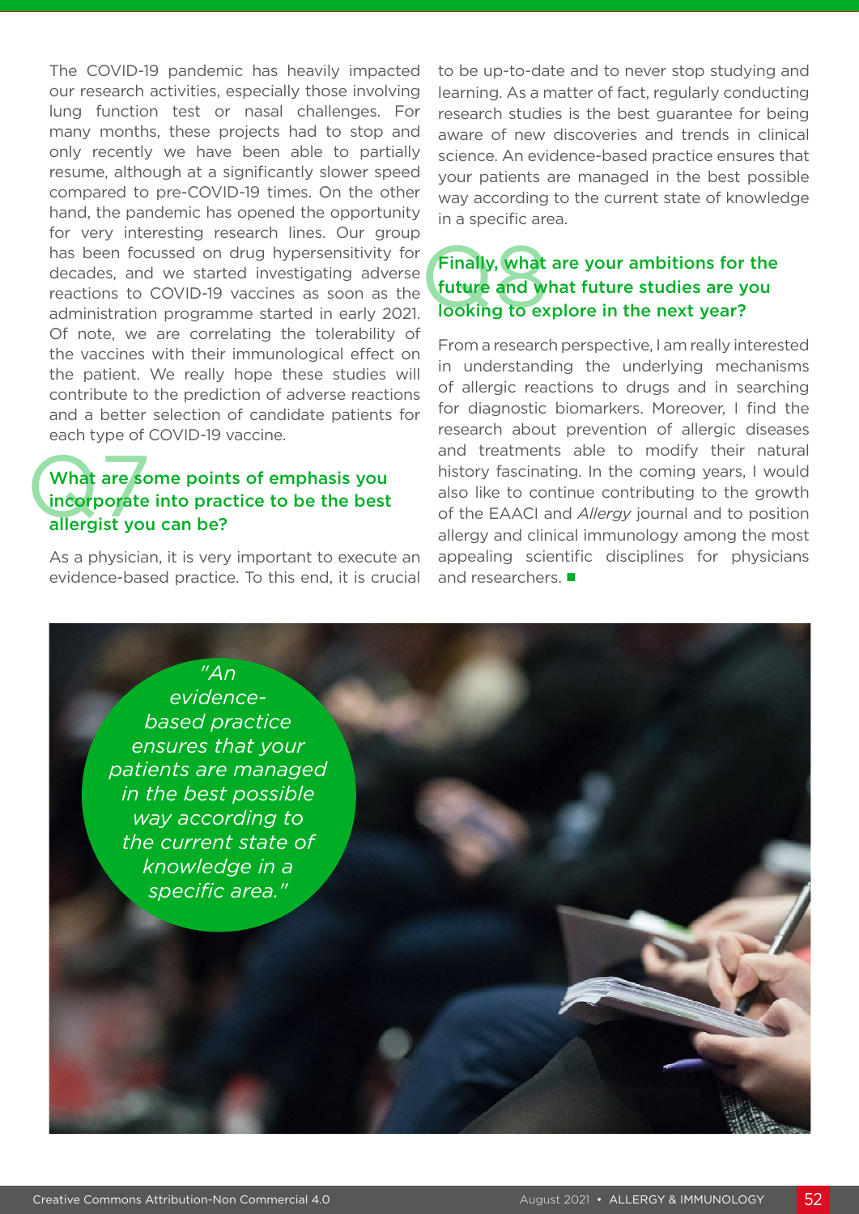The COVID-19 pandemic has heavily impacted our research activities, especially those involving lung function test or nasal challenges. For many months, these projects had to stop and only recently we have been able to partially resume, although at a significantly slower speed compared to pre-COVID-19 times. On the other hand, the pandemic has opened the opportunity for very interesting research lines. Our group has been focussed on drug hypersensitivity for decades, and we started investigating adverse reactions to COVID-19 vaccines as soon as the administration programme started in early 2021. Of note, we are correlating the tolerability of the vaccines with their immunological effect on the patient. We really hope these studies will contribute to the prediction of adverse reactions and a better selection of candidate patients for each type of COVID-19 vaccine.

## Q7 What are some points of emphasis you incorporate into practice to be the best allergist you can be?

As a physician, it is very important to execute an evidence-based practice. To this end, it is crucial to be up-to-date and to never stop studying and learning. As a matter of fact, regularly conducting research studies is the best guarantee for being aware of new discoveries and trends in clinical science. An evidence-based practice ensures that your patients are managed in the best possible way according to the current state of knowledge in a specific area.

## Q8 Finally, what are your ambitions for the future and what future studies are you looking to explore in the next year?

From a research perspective, I am really interested in understanding the underlying mechanisms of allergic reactions to drugs and in searching for diagnostic biomarkers. Moreover, I find the research about prevention of allergic diseases and treatments able to modify their natural history fascinating. In the coming years, I would also like to continue contributing to the growth of the EAACI and *Allergy* journal and to position allergy and clinical immunology among the most appealing scientific disciplines for physicians and researchers. ■

*"An evidence-based practice ensures that your patients are managed in the best possible way according to the current state of knowledge in a specific area."*